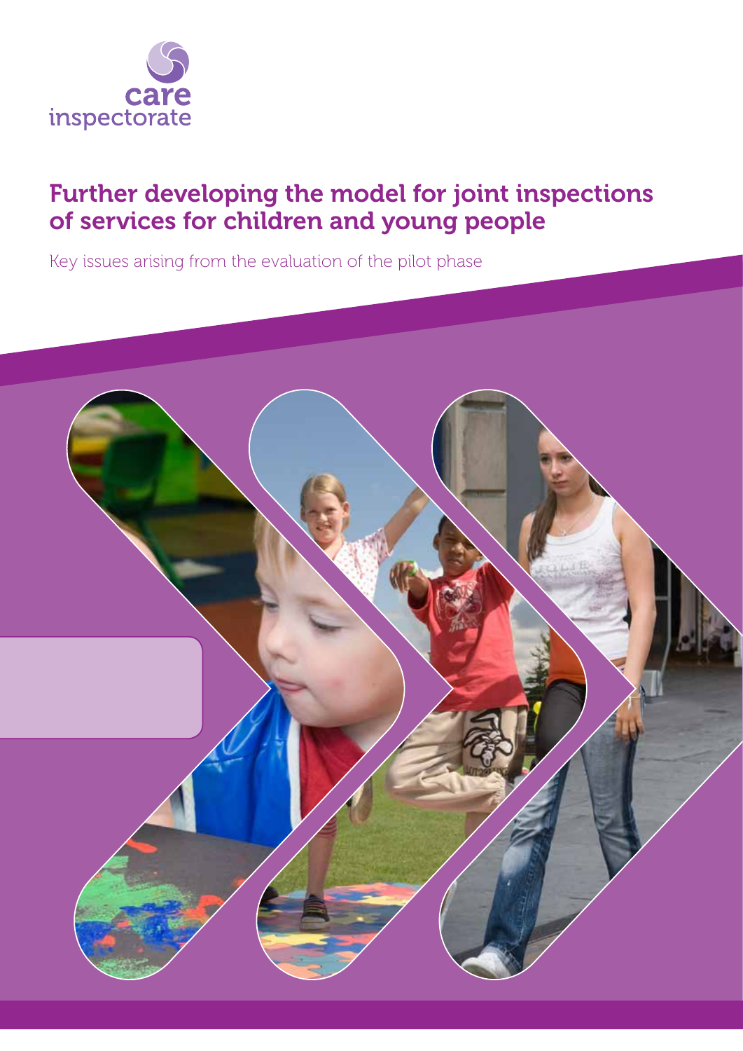care inspectorate

# Further developing the model for joint inspections of services for children and young people

Key issues arising from the evaluation of the pilot phase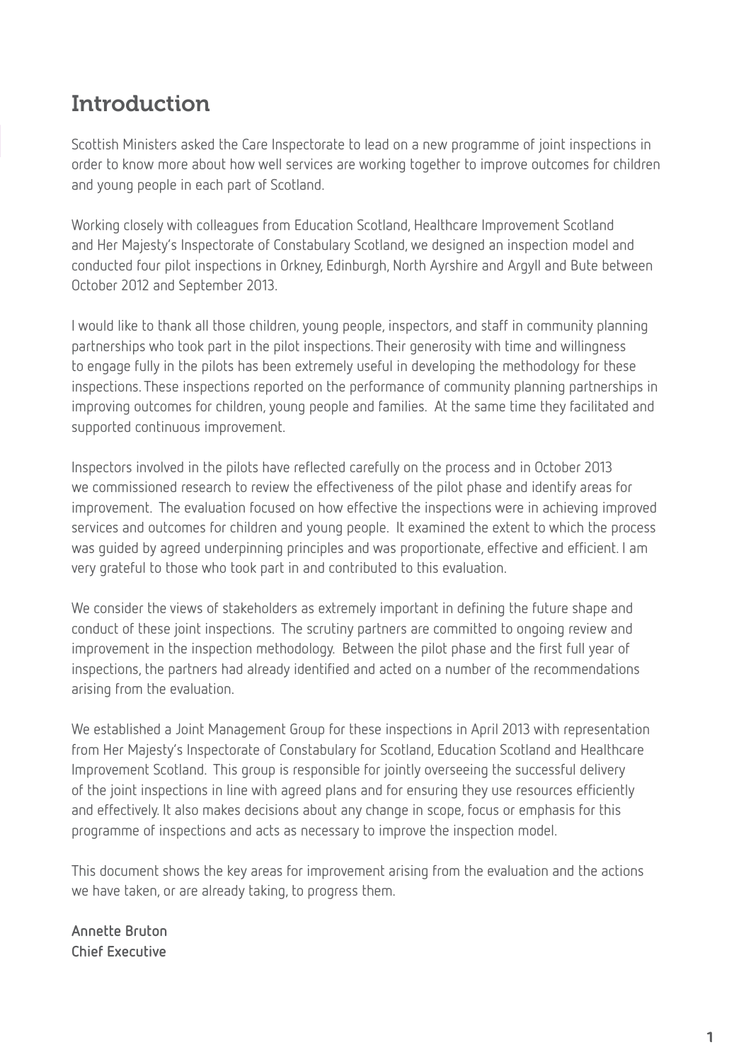# Introduction

Scottish Ministers asked the Care Inspectorate to lead on a new programme of joint inspections in order to know more about how well services are working together to improve outcomes for children and young people in each part of Scotland.

Working closely with colleagues from Education Scotland, Healthcare Improvement Scotland and Her Majesty's Inspectorate of Constabulary Scotland, we designed an inspection model and conducted four pilot inspections in Orkney, Edinburgh, North Ayrshire and Argyll and Bute between October 2012 and September 2013.

I would like to thank all those children, young people, inspectors, and staff in community planning partnerships who took part in the pilot inspections. Their generosity with time and willingness to engage fully in the pilots has been extremely useful in developing the methodology for these inspections. These inspections reported on the performance of community planning partnerships in improving outcomes for children, young people and families. At the same time they facilitated and supported continuous improvement.

Inspectors involved in the pilots have reflected carefully on the process and in October 2013 we commissioned research to review the effectiveness of the pilot phase and identify areas for improvement. The evaluation focused on how effective the inspections were in achieving improved services and outcomes for children and young people. It examined the extent to which the process was guided by agreed underpinning principles and was proportionate, effective and efficient. I am very grateful to those who took part in and contributed to this evaluation.

We consider the views of stakeholders as extremely important in defining the future shape and conduct of these joint inspections. The scrutiny partners are committed to ongoing review and improvement in the inspection methodology. Between the pilot phase and the first full year of inspections, the partners had already identified and acted on a number of the recommendations arising from the evaluation.

We established a Joint Management Group for these inspections in April 2013 with representation from Her Majesty's Inspectorate of Constabulary for Scotland, Education Scotland and Healthcare Improvement Scotland. This group is responsible for jointly overseeing the successful delivery of the joint inspections in line with agreed plans and for ensuring they use resources efficiently and effectively. It also makes decisions about any change in scope, focus or emphasis for this programme of inspections and acts as necessary to improve the inspection model.

This document shows the key areas for improvement arising from the evaluation and the actions we have taken, or are already taking, to progress them.

**Annette Bruton**
**Chief Executive**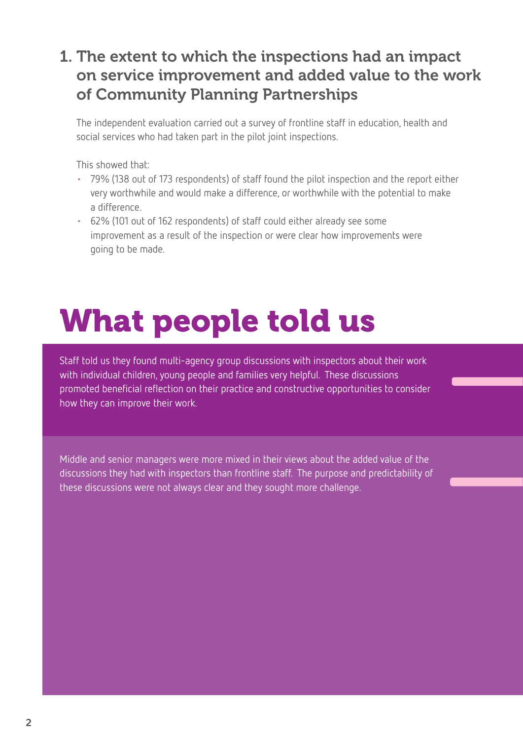## 1. The extent to which the inspections had an impact on service improvement and added value to the work of Community Planning Partnerships

The independent evaluation carried out a survey of frontline staff in education, health and social services who had taken part in the pilot joint inspections.

This showed that:

- 79% (138 out of 173 respondents) of staff found the pilot inspection and the report either very worthwhile and would make a difference, or worthwhile with the potential to make a difference.
- 62% (101 out of 162 respondents) of staff could either already see some improvement as a result of the inspection or were clear how improvements were going to be made.

# What people told us

Staff told us they found multi-agency group discussions with inspectors about their work with individual children, young people and families very helpful. These discussions promoted beneficial reflection on their practice and constructive opportunities to consider how they can improve their work.

Middle and senior managers were more mixed in their views about the added value of the discussions they had with inspectors than frontline staff. The purpose and predictability of these discussions were not always clear and they sought more challenge.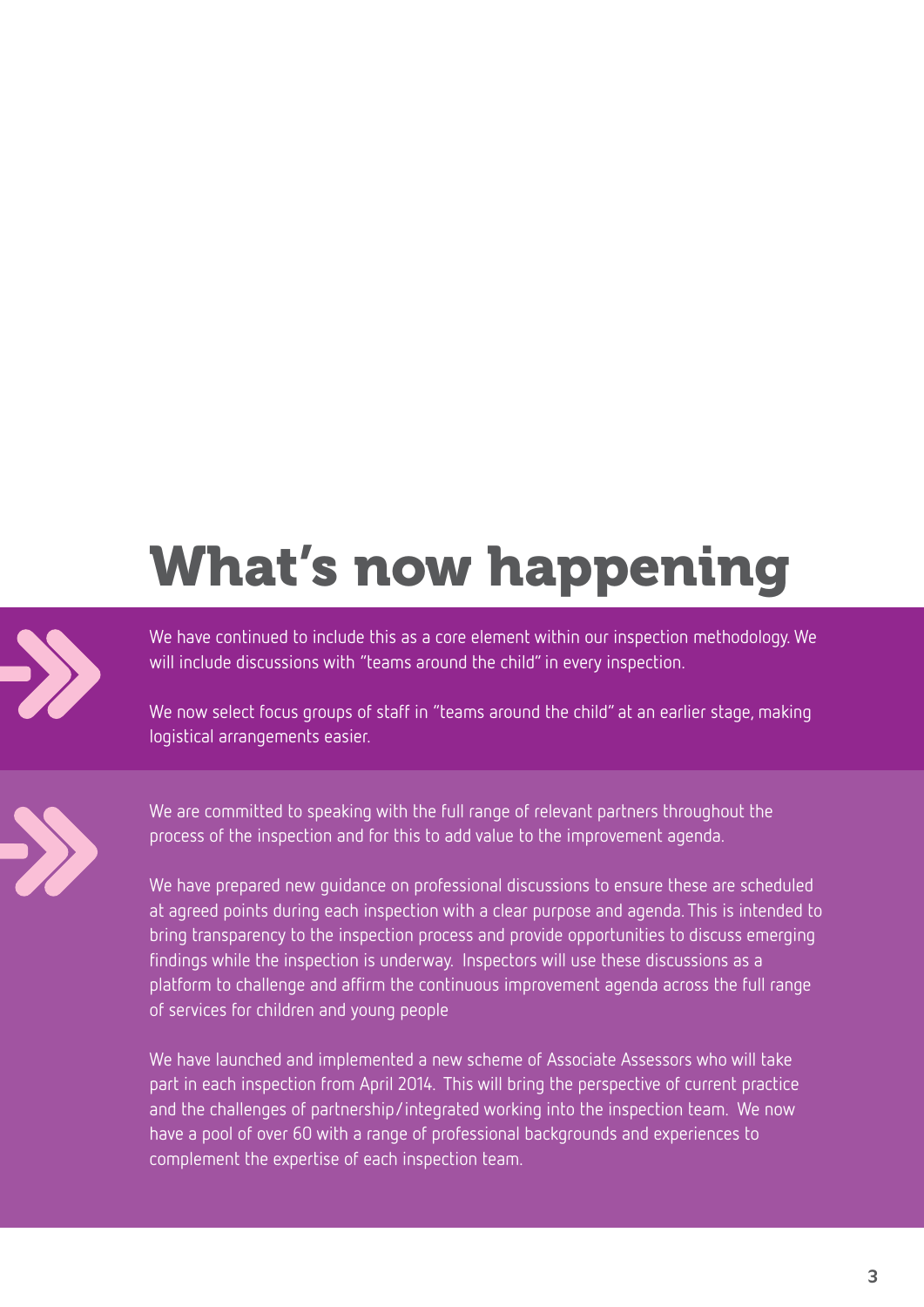# What's now happening

We have continued to include this as a core element within our inspection methodology. We will include discussions with "teams around the child" in every inspection.

We now select focus groups of staff in "teams around the child" at an earlier stage, making logistical arrangements easier.

We are committed to speaking with the full range of relevant partners throughout the process of the inspection and for this to add value to the improvement agenda.

We have prepared new guidance on professional discussions to ensure these are scheduled at agreed points during each inspection with a clear purpose and agenda. This is intended to bring transparency to the inspection process and provide opportunities to discuss emerging findings while the inspection is underway. Inspectors will use these discussions as a platform to challenge and affirm the continuous improvement agenda across the full range of services for children and young people

We have launched and implemented a new scheme of Associate Assessors who will take part in each inspection from April 2014. This will bring the perspective of current practice and the challenges of partnership/integrated working into the inspection team. We now have a pool of over 60 with a range of professional backgrounds and experiences to complement the expertise of each inspection team.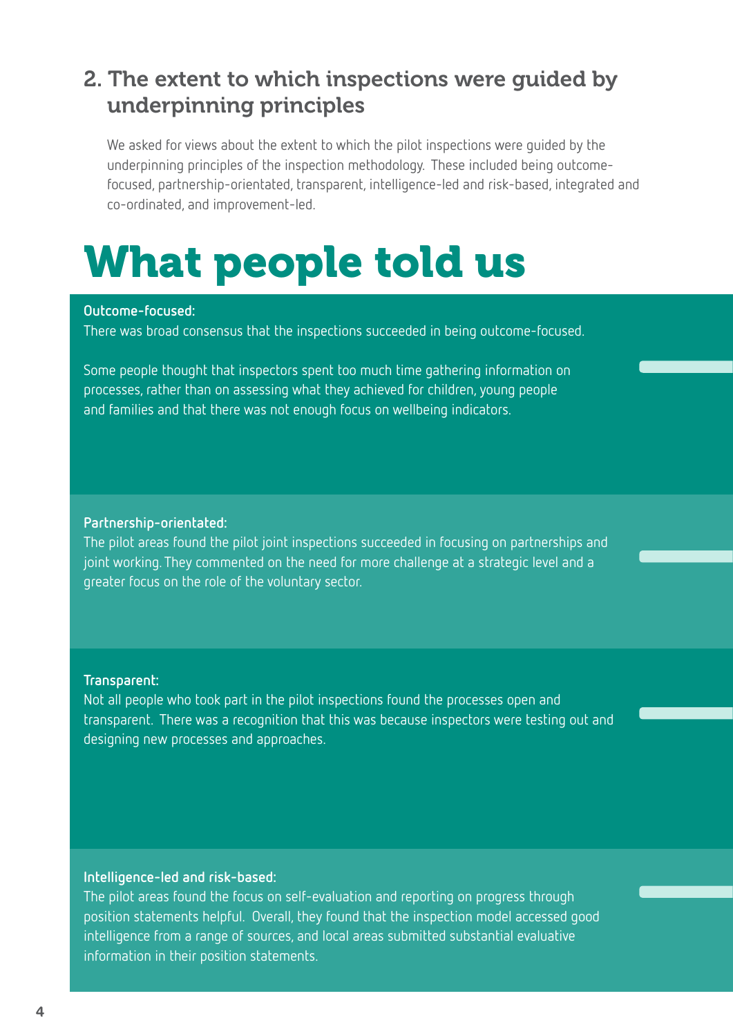## 2. The extent to which inspections were guided by underpinning principles

We asked for views about the extent to which the pilot inspections were guided by the underpinning principles of the inspection methodology. These included being outcome-focused, partnership-orientated, transparent, intelligence-led and risk-based, integrated and co-ordinated, and improvement-led.

# What people told us

**Outcome-focused:**
There was broad consensus that the inspections succeeded in being outcome-focused.

Some people thought that inspectors spent too much time gathering information on processes, rather than on assessing what they achieved for children, young people and families and that there was not enough focus on wellbeing indicators.

**Partnership-orientated:**
The pilot areas found the pilot joint inspections succeeded in focusing on partnerships and joint working. They commented on the need for more challenge at a strategic level and a greater focus on the role of the voluntary sector.

**Transparent:**
Not all people who took part in the pilot inspections found the processes open and transparent. There was a recognition that this was because inspectors were testing out and designing new processes and approaches.

**Intelligence-led and risk-based:**
The pilot areas found the focus on self-evaluation and reporting on progress through position statements helpful. Overall, they found that the inspection model accessed good intelligence from a range of sources, and local areas submitted substantial evaluative information in their position statements.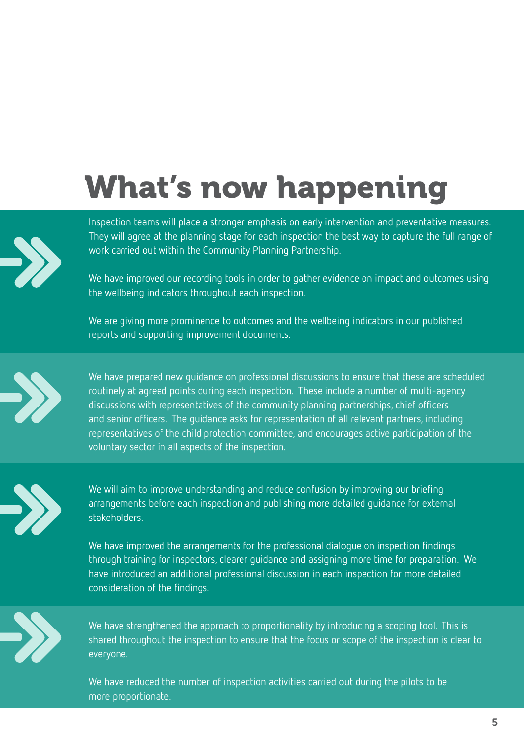# What's now happening

Inspection teams will place a stronger emphasis on early intervention and preventative measures. They will agree at the planning stage for each inspection the best way to capture the full range of work carried out within the Community Planning Partnership.

We have improved our recording tools in order to gather evidence on impact and outcomes using the wellbeing indicators throughout each inspection.

We are giving more prominence to outcomes and the wellbeing indicators in our published reports and supporting improvement documents.

We have prepared new guidance on professional discussions to ensure that these are scheduled routinely at agreed points during each inspection. These include a number of multi-agency discussions with representatives of the community planning partnerships, chief officers and senior officers. The guidance asks for representation of all relevant partners, including representatives of the child protection committee, and encourages active participation of the voluntary sector in all aspects of the inspection.

We will aim to improve understanding and reduce confusion by improving our briefing arrangements before each inspection and publishing more detailed guidance for external stakeholders.

We have improved the arrangements for the professional dialogue on inspection findings through training for inspectors, clearer guidance and assigning more time for preparation. We have introduced an additional professional discussion in each inspection for more detailed consideration of the findings.

We have strengthened the approach to proportionality by introducing a scoping tool. This is shared throughout the inspection to ensure that the focus or scope of the inspection is clear to everyone.

We have reduced the number of inspection activities carried out during the pilots to be more proportionate.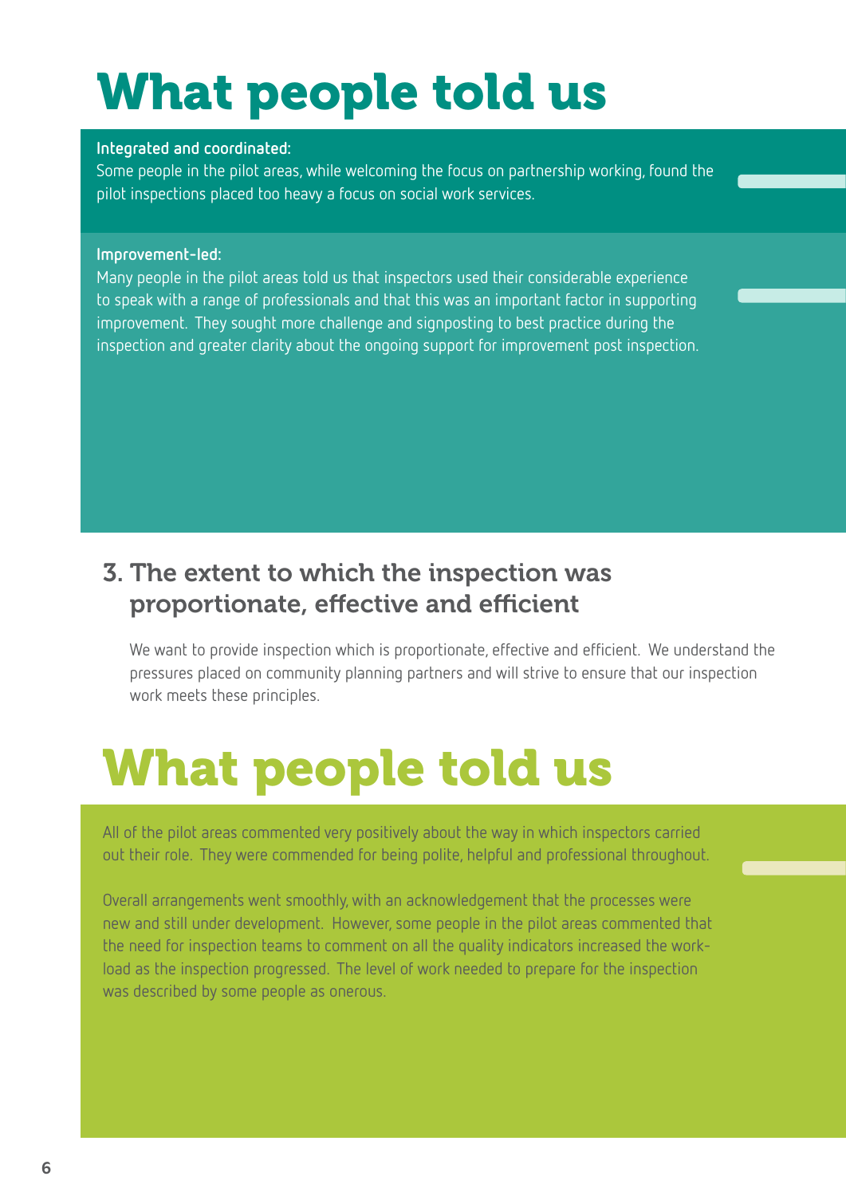# What people told us

**Integrated and coordinated:**
Some people in the pilot areas, while welcoming the focus on partnership working, found the pilot inspections placed too heavy a focus on social work services.

**Improvement-led:**
Many people in the pilot areas told us that inspectors used their considerable experience to speak with a range of professionals and that this was an important factor in supporting improvement. They sought more challenge and signposting to best practice during the inspection and greater clarity about the ongoing support for improvement post inspection.

## 3. The extent to which the inspection was proportionate, effective and efficient

We want to provide inspection which is proportionate, effective and efficient. We understand the pressures placed on community planning partners and will strive to ensure that our inspection work meets these principles.

# What people told us

All of the pilot areas commented very positively about the way in which inspectors carried out their role. They were commended for being polite, helpful and professional throughout.

Overall arrangements went smoothly, with an acknowledgement that the processes were new and still under development. However, some people in the pilot areas commented that the need for inspection teams to comment on all the quality indicators increased the workload as the inspection progressed. The level of work needed to prepare for the inspection was described by some people as onerous.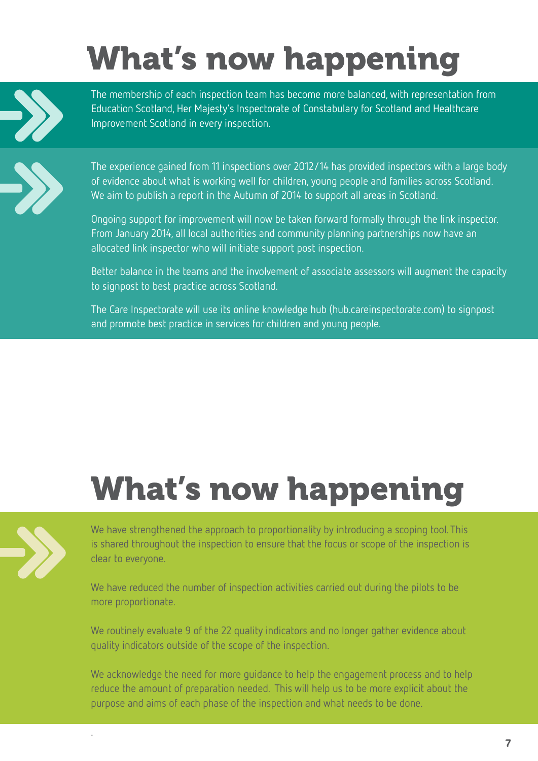# What's now happening

The membership of each inspection team has become more balanced, with representation from Education Scotland, Her Majesty's Inspectorate of Constabulary for Scotland and Healthcare Improvement Scotland in every inspection.

The experience gained from 11 inspections over 2012/14 has provided inspectors with a large body of evidence about what is working well for children, young people and families across Scotland. We aim to publish a report in the Autumn of 2014 to support all areas in Scotland.

Ongoing support for improvement will now be taken forward formally through the link inspector. From January 2014, all local authorities and community planning partnerships now have an allocated link inspector who will initiate support post inspection.

Better balance in the teams and the involvement of associate assessors will augment the capacity to signpost to best practice across Scotland.

The Care Inspectorate will use its online knowledge hub (hub.careinspectorate.com) to signpost and promote best practice in services for children and young people.

# What's now happening

We have strengthened the approach to proportionality by introducing a scoping tool. This is shared throughout the inspection to ensure that the focus or scope of the inspection is clear to everyone.

We have reduced the number of inspection activities carried out during the pilots to be more proportionate.

We routinely evaluate 9 of the 22 quality indicators and no longer gather evidence about quality indicators outside of the scope of the inspection.

We acknowledge the need for more guidance to help the engagement process and to help reduce the amount of preparation needed. This will help us to be more explicit about the purpose and aims of each phase of the inspection and what needs to be done.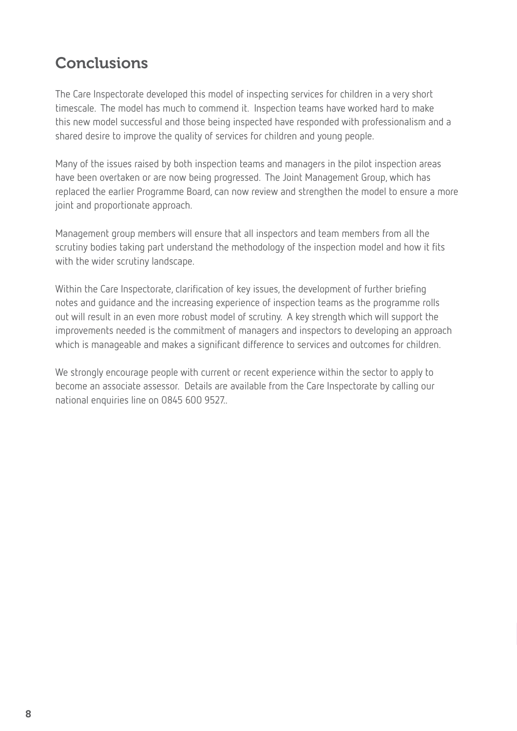## Conclusions

The Care Inspectorate developed this model of inspecting services for children in a very short timescale. The model has much to commend it. Inspection teams have worked hard to make this new model successful and those being inspected have responded with professionalism and a shared desire to improve the quality of services for children and young people.

Many of the issues raised by both inspection teams and managers in the pilot inspection areas have been overtaken or are now being progressed. The Joint Management Group, which has replaced the earlier Programme Board, can now review and strengthen the model to ensure a more joint and proportionate approach.

Management group members will ensure that all inspectors and team members from all the scrutiny bodies taking part understand the methodology of the inspection model and how it fits with the wider scrutiny landscape.

Within the Care Inspectorate, clarification of key issues, the development of further briefing notes and guidance and the increasing experience of inspection teams as the programme rolls out will result in an even more robust model of scrutiny. A key strength which will support the improvements needed is the commitment of managers and inspectors to developing an approach which is manageable and makes a significant difference to services and outcomes for children.

We strongly encourage people with current or recent experience within the sector to apply to become an associate assessor. Details are available from the Care Inspectorate by calling our national enquiries line on 0845 600 9527..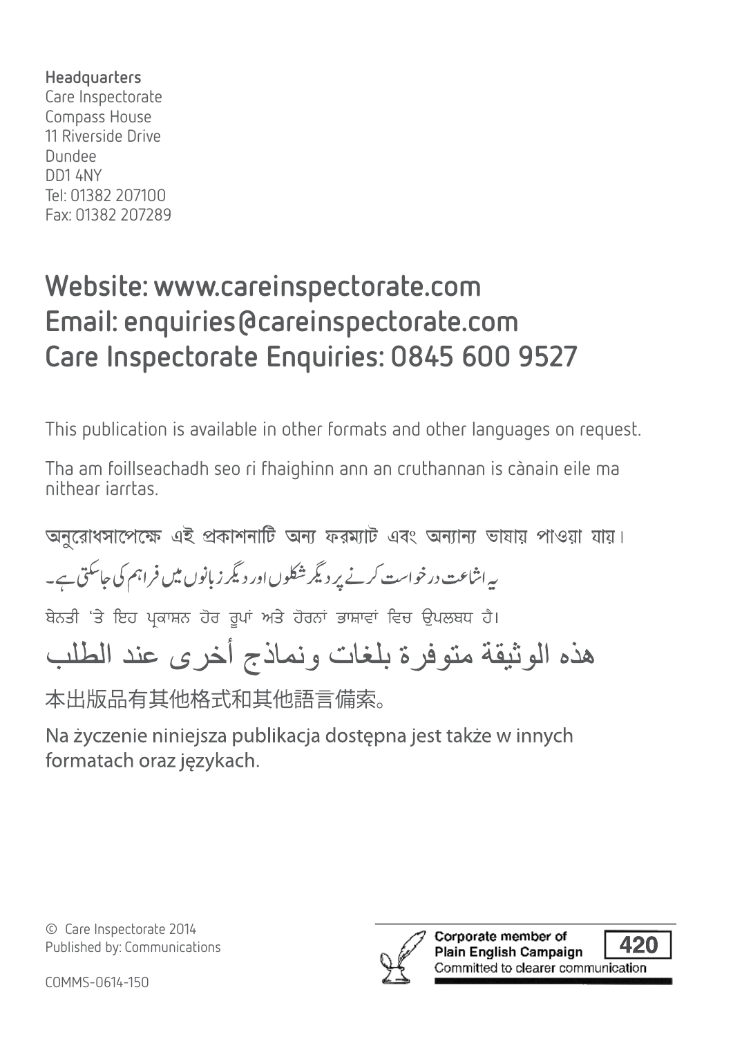**Headquarters**
Care Inspectorate
Compass House
11 Riverside Drive
Dundee
DD1 4NY
Tel: 01382 207100
Fax: 01382 207289

## Website: www.careinspectorate.com
## Email: enquiries@careinspectorate.com
## Care Inspectorate Enquiries: 0845 600 9527

This publication is available in other formats and other languages on request.

Tha am foillseachadh seo ri fhaighinn ann an cruthannan is cànain eile ma nithear iarrtas.

অনুরোধসাপেক্ষে এই প্রকাশনাটি অন্য ফরম্যাট এবং অন্যান্য ভাষায় পাওয়া যায়।

یہ اشاعت درخواست کرنے پر دیگر شکلوں اور دیگر زبانوں میں فراہم کی جاسکتی ہے۔

ਬੇਨਤੀ 'ਤੇ ਇਹ ਪ੍ਰਕਾਸ਼ਨ ਹੋਰ ਰੂਪਾਂ ਅਤੇ ਹੋਰਨਾਂ ਭਾਸ਼ਾਵਾਂ ਵਿਚ ਉਪਲਬਧ ਹੈ।

هذه الوثيقة متوفرة بلغات ونماذج أخرى عند الطلب

本出版品有其他格式和其他語言備索。

Na życzenie niniejsza publikacja dostępna jest także w innych formatach oraz językach.

© Care Inspectorate 2014
Published by: Communications

COMMS-0614-150

Corporate member of Plain English Campaign 420
Committed to clearer communication